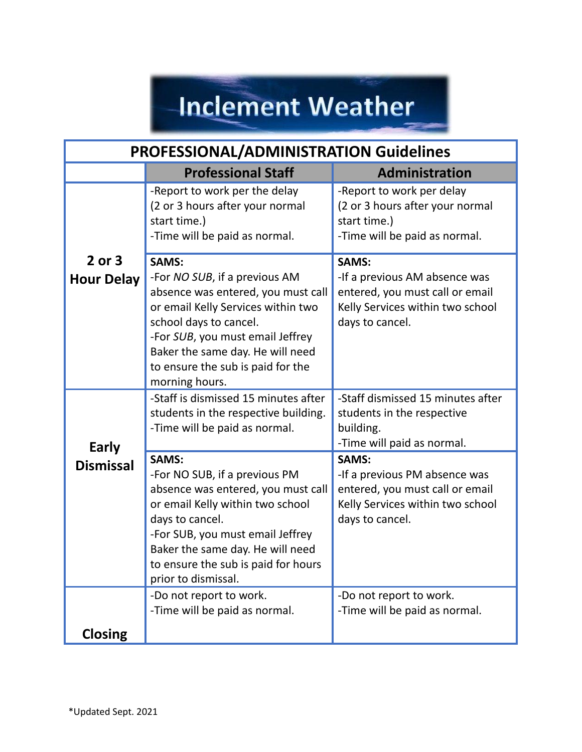# Inclement Weather

| PROFESSIONAL/ADMINISTRATION Guidelines | | |
|---|---|---|
| | **Professional Staff** | **Administration** |
| **2 or 3 Hour Delay** | -Report to work per the delay (2 or 3 hours after your normal start time.)<br>-Time will be paid as normal. | -Report to work per delay (2 or 3 hours after your normal start time.)<br>-Time will be paid as normal. |
| | **SAMS:**<br>-For *NO SUB*, if a previous AM absence was entered, you must call or email Kelly Services within two school days to cancel.<br>-For *SUB*, you must email Jeffrey Baker the same day. He will need to ensure the sub is paid for the morning hours. | **SAMS:**<br>-If a previous AM absence was entered, you must call or email Kelly Services within two school days to cancel. |
| **Early Dismissal** | -Staff is dismissed 15 minutes after students in the respective building.<br>-Time will be paid as normal. | -Staff dismissed 15 minutes after students in the respective building.<br>-Time will paid as normal. |
| | **SAMS:**<br>-For NO SUB, if a previous PM absence was entered, you must call or email Kelly within two school days to cancel.<br>-For SUB, you must email Jeffrey Baker the same day. He will need to ensure the sub is paid for hours prior to dismissal. | **SAMS:**<br>-If a previous PM absence was entered, you must call or email Kelly Services within two school days to cancel. |
| **Closing** | -Do not report to work.<br>-Time will be paid as normal. | -Do not report to work.<br>-Time will be paid as normal. |

*Updated Sept. 2021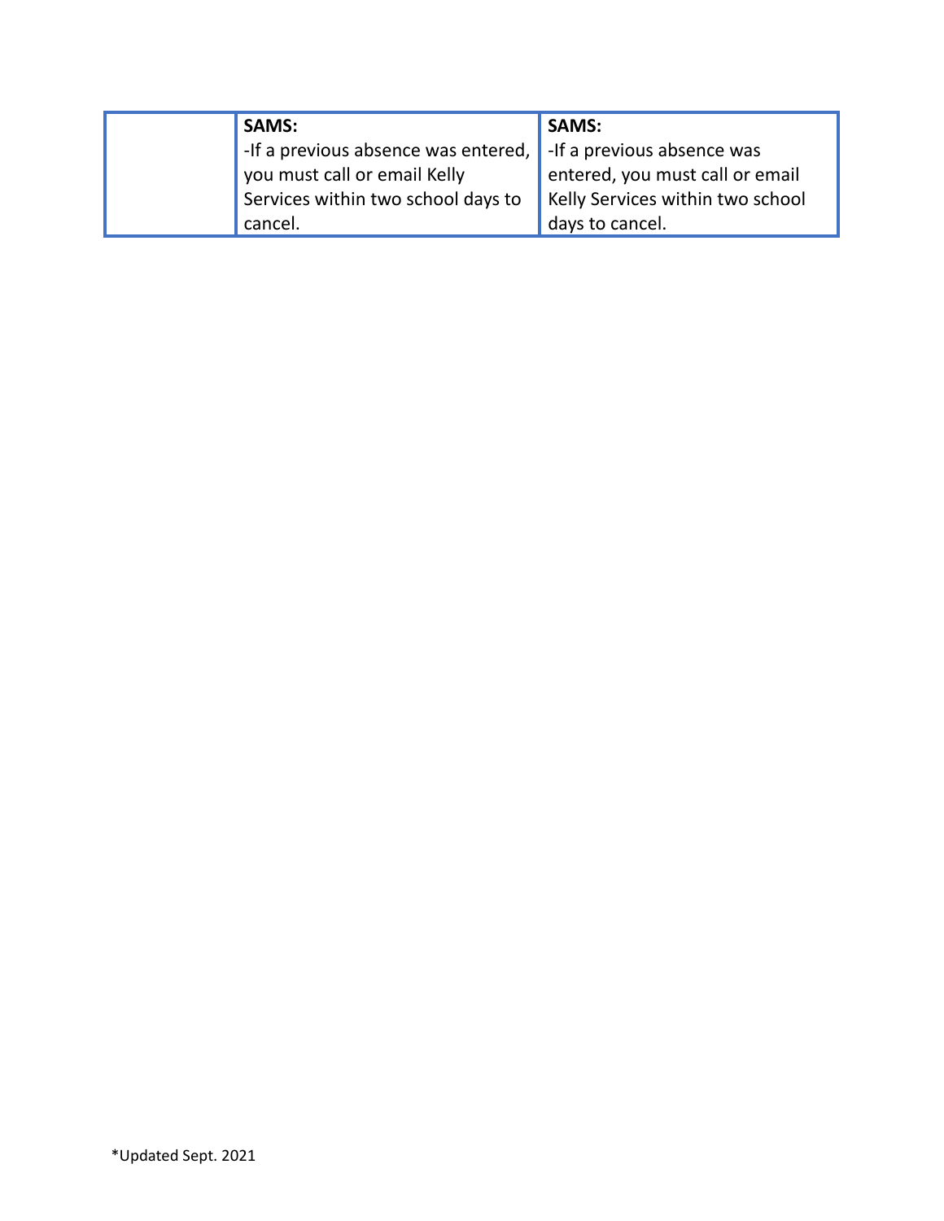| | | |
|---|---|---|
| | **SAMS:**<br>-If a previous absence was entered, you must call or email Kelly Services within two school days to cancel. | **SAMS:**<br>-If a previous absence was entered, you must call or email Kelly Services within two school days to cancel. |

*Updated Sept. 2021